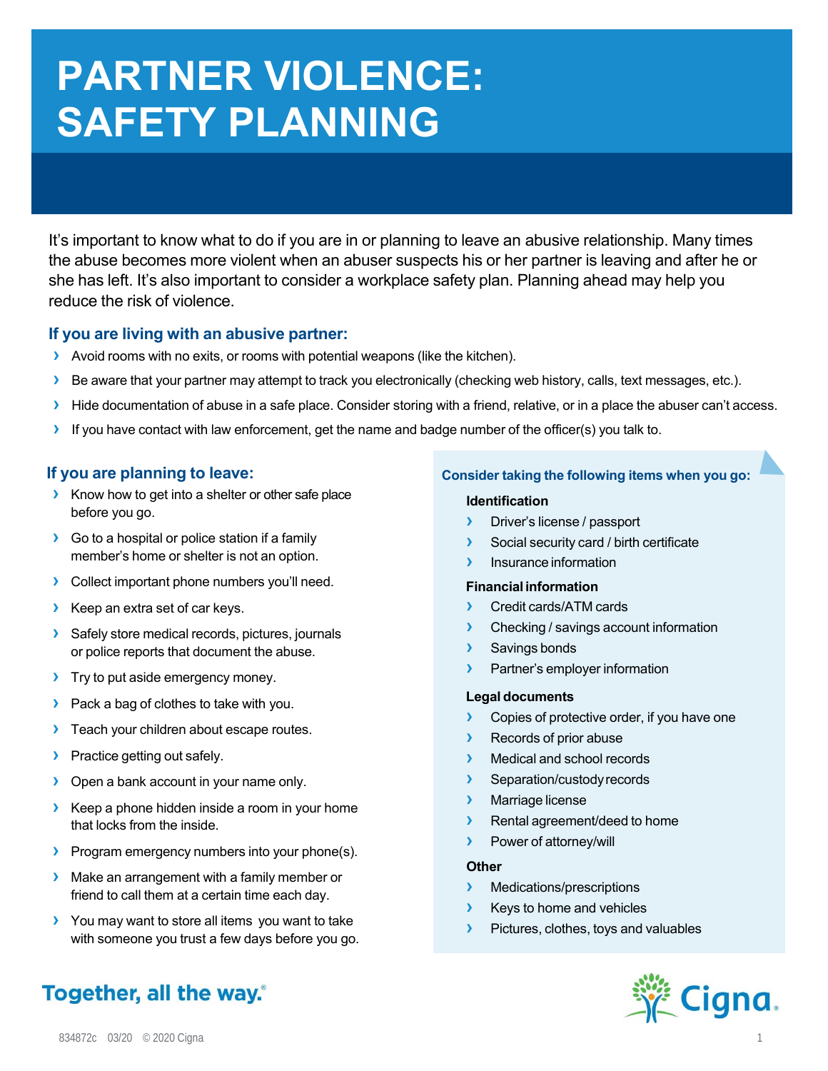# PARTNER VIOLENCE: SAFETY PLANNING

It's important to know what to do if you are in or planning to leave an abusive relationship. Many times the abuse becomes more violent when an abuser suspects his or her partner is leaving and after he or she has left. It's also important to consider a workplace safety plan. Planning ahead may help you reduce the risk of violence.

## If you are living with an abusive partner:

- Avoid rooms with no exits, or rooms with potential weapons (like the kitchen).
- Be aware that your partner may attempt to track you electronically (checking web history, calls, text messages, etc.).
- Hide documentation of abuse in a safe place. Consider storing with a friend, relative, or in a place the abuser can't access.
- If you have contact with law enforcement, get the name and badge number of the officer(s) you talk to.

## If you are planning to leave:

- Know how to get into a shelter or other safe place before you go.
- Go to a hospital or police station if a family member's home or shelter is not an option.
- Collect important phone numbers you'll need.
- Keep an extra set of car keys.
- Safely store medical records, pictures, journals or police reports that document the abuse.
- Try to put aside emergency money.
- Pack a bag of clothes to take with you.
- Teach your children about escape routes.
- Practice getting out safely.
- Open a bank account in your name only.
- Keep a phone hidden inside a room in your home that locks from the inside.
- Program emergency numbers into your phone(s).
- Make an arrangement with a family member or friend to call them at a certain time each day.
- You may want to store all items you want to take with someone you trust a few days before you go.

### Consider taking the following items when you go:

**Identification**

- Driver's license / passport
- Social security card / birth certificate
- Insurance information

**Financial information**

- Credit cards/ATM cards
- Checking / savings account information
- Savings bonds
- Partner's employer information

**Legal documents**

- Copies of protective order, if you have one
- Records of prior abuse
- Medical and school records
- Separation/custody records
- Marriage license
- Rental agreement/deed to home
- Power of attorney/will

**Other**

- Medications/prescriptions
- Keys to home and vehicles
- Pictures, clothes, toys and valuables

Together, all the way.®

Cigna

834872c 03/20 © 2020 Cigna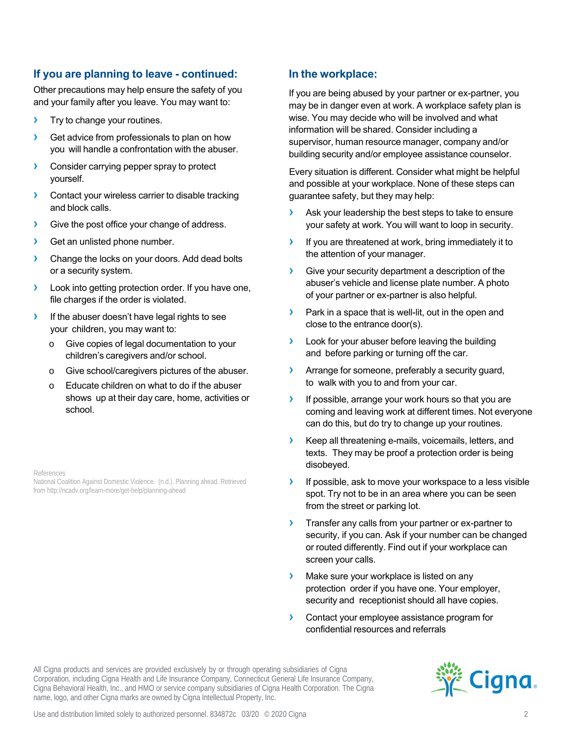## If you are planning to leave - continued:

Other precautions may help ensure the safety of you and your family after you leave. You may want to:

- Try to change your routines.
- Get advice from professionals to plan on how you will handle a confrontation with the abuser.
- Consider carrying pepper spray to protect yourself.
- Contact your wireless carrier to disable tracking and block calls.
- Give the post office your change of address.
- Get an unlisted phone number.
- Change the locks on your doors. Add dead bolts or a security system.
- Look into getting protection order. If you have one, file charges if the order is violated.
- If the abuser doesn't have legal rights to see your children, you may want to:
  - Give copies of legal documentation to your children's caregivers and/or school.
  - Give school/caregivers pictures of the abuser.
  - Educate children on what to do if the abuser shows up at their day care, home, activities or school.

References
National Coalition Against Domestic Violence. (n.d.). Planning ahead. Retrieved from http://ncadv.org/learn-more/get-help/planning-ahead

## In the workplace:

If you are being abused by your partner or ex-partner, you may be in danger even at work. A workplace safety plan is wise. You may decide who will be involved and what information will be shared. Consider including a supervisor, human resource manager, company and/or building security and/or employee assistance counselor.

Every situation is different. Consider what might be helpful and possible at your workplace. None of these steps can guarantee safety, but they may help:

- Ask your leadership the best steps to take to ensure your safety at work. You will want to loop in security.
- If you are threatened at work, bring immediately it to the attention of your manager.
- Give your security department a description of the abuser's vehicle and license plate number. A photo of your partner or ex-partner is also helpful.
- Park in a space that is well-lit, out in the open and close to the entrance door(s).
- Look for your abuser before leaving the building and before parking or turning off the car.
- Arrange for someone, preferably a security guard, to walk with you to and from your car.
- If possible, arrange your work hours so that you are coming and leaving work at different times. Not everyone can do this, but do try to change up your routines.
- Keep all threatening e-mails, voicemails, letters, and texts. They may be proof a protection order is being disobeyed.
- If possible, ask to move your workspace to a less visible spot. Try not to be in an area where you can be seen from the street or parking lot.
- Transfer any calls from your partner or ex-partner to security, if you can. Ask if your number can be changed or routed differently. Find out if your workplace can screen your calls.
- Make sure your workplace is listed on any protection order if you have one. Your employer, security and receptionist should all have copies.
- Contact your employee assistance program for confidential resources and referrals

All Cigna products and services are provided exclusively by or through operating subsidiaries of Cigna Corporation, including Cigna Health and Life Insurance Company, Connecticut General Life Insurance Company, Cigna Behavioral Health, Inc., and HMO or service company subsidiaries of Cigna Health Corporation. The Cigna name, logo, and other Cigna marks are owned by Cigna Intellectual Property, Inc.

Use and distribution limited solely to authorized personnel. 834872c 03/20 © 2020 Cigna